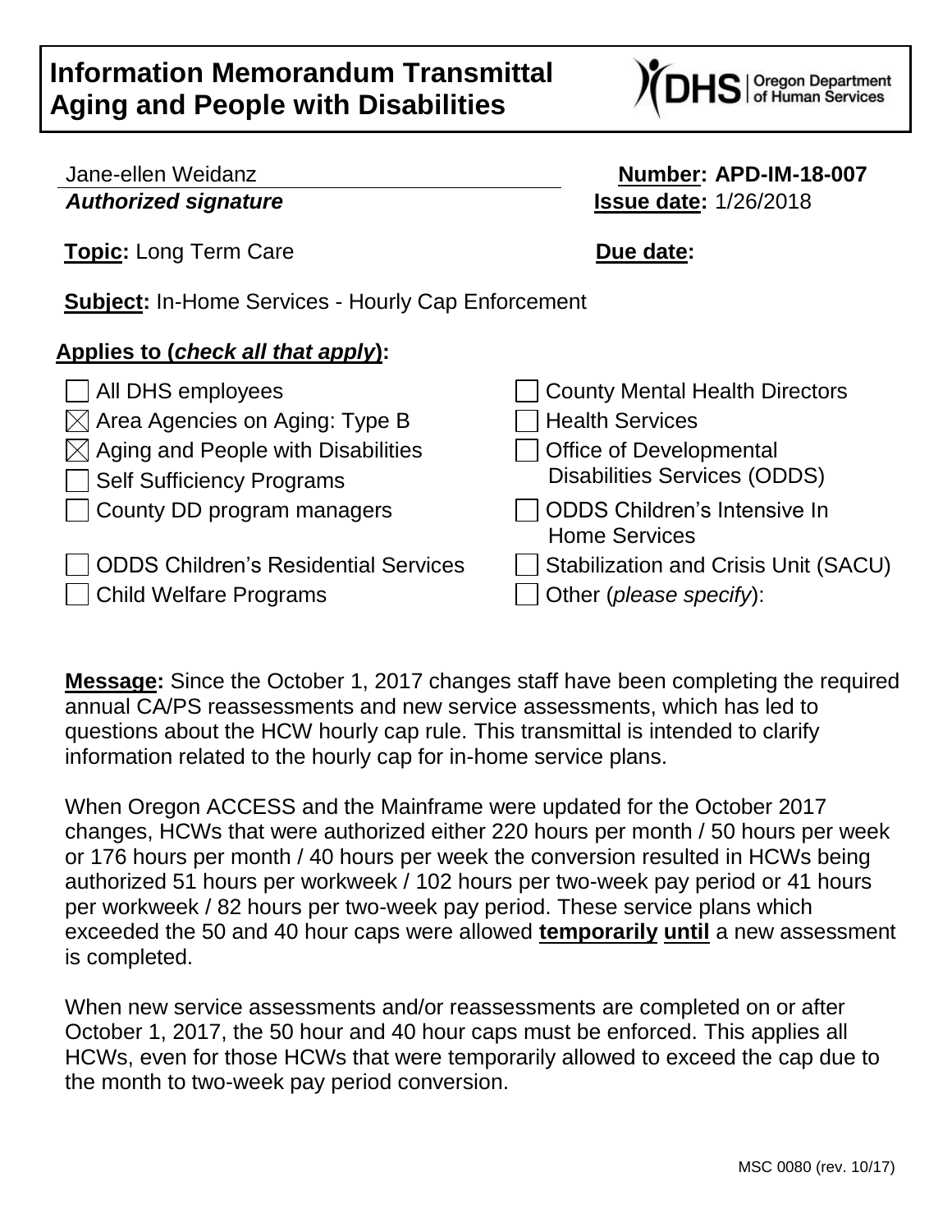# Information Memorandum Transmittal Aging and People with Disabilities

DHS | Oregon Department of Human Services

Jane-ellen Weidanz
***Authorized signature***

**Number: APD-IM-18-007**
**Issue date:** 1/26/2018

**Topic:** Long Term Care

**Due date:**

**Subject:** In-Home Services - Hourly Cap Enforcement

**Applies to (*check all that apply*):**

- [ ] All DHS employees
- [x] Area Agencies on Aging: Type B
- [x] Aging and People with Disabilities
- [ ] Self Sufficiency Programs
- [ ] County DD program managers
- [ ] ODDS Children's Residential Services
- [ ] Child Welfare Programs
- [ ] County Mental Health Directors
- [ ] Health Services
- [ ] Office of Developmental Disabilities Services (ODDS)
- [ ] ODDS Children's Intensive In Home Services
- [ ] Stabilization and Crisis Unit (SACU)
- [ ] Other (*please specify*):

**Message:** Since the October 1, 2017 changes staff have been completing the required annual CA/PS reassessments and new service assessments, which has led to questions about the HCW hourly cap rule. This transmittal is intended to clarify information related to the hourly cap for in-home service plans.

When Oregon ACCESS and the Mainframe were updated for the October 2017 changes, HCWs that were authorized either 220 hours per month / 50 hours per week or 176 hours per month / 40 hours per week the conversion resulted in HCWs being authorized 51 hours per workweek / 102 hours per two-week pay period or 41 hours per workweek / 82 hours per two-week pay period. These service plans which exceeded the 50 and 40 hour caps were allowed **temporarily until** a new assessment is completed.

When new service assessments and/or reassessments are completed on or after October 1, 2017, the 50 hour and 40 hour caps must be enforced. This applies all HCWs, even for those HCWs that were temporarily allowed to exceed the cap due to the month to two-week pay period conversion.

MSC 0080 (rev. 10/17)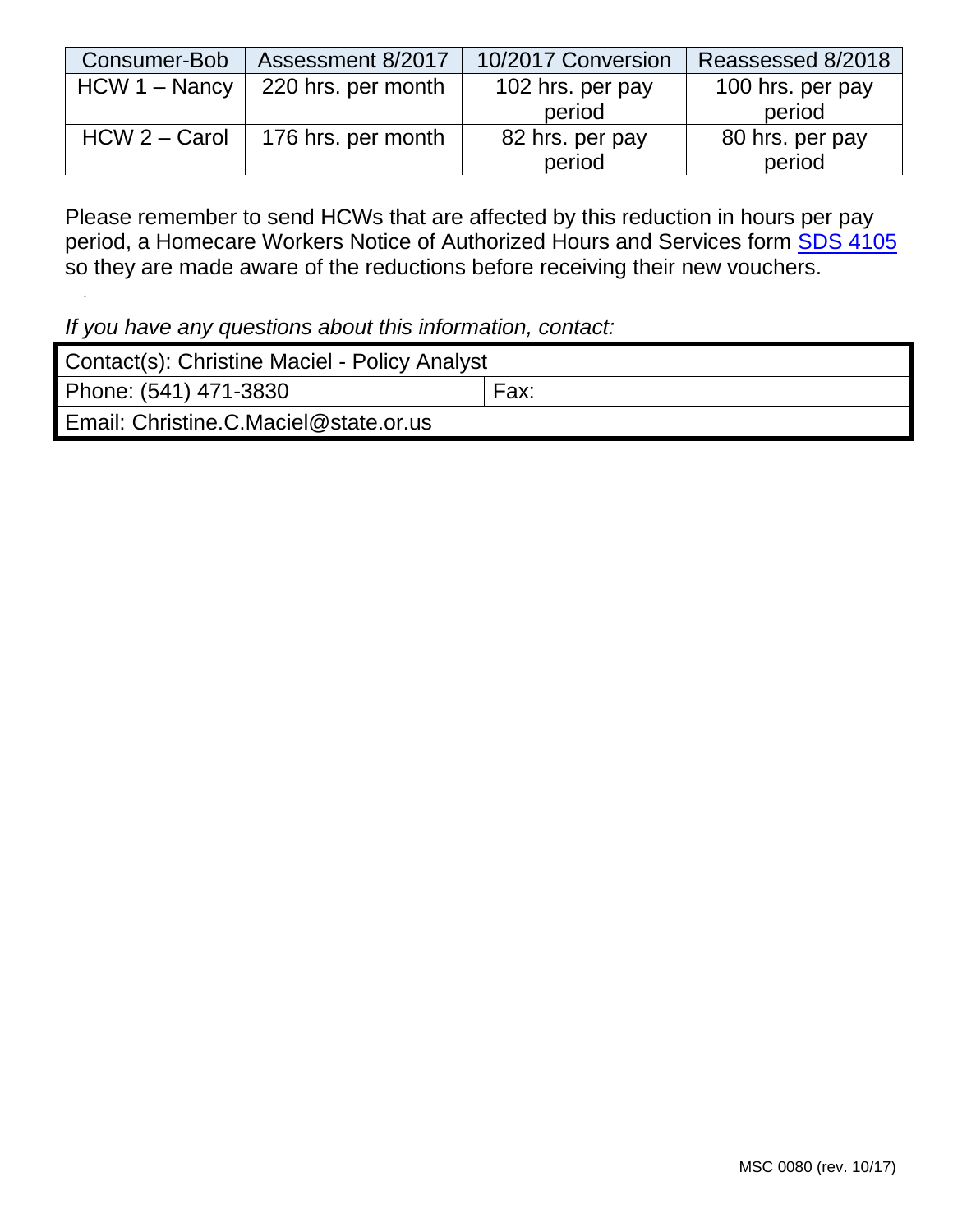| Consumer-Bob | Assessment 8/2017 | 10/2017 Conversion | Reassessed 8/2018 |
| --- | --- | --- | --- |
| HCW 1 – Nancy | 220 hrs. per month | 102 hrs. per pay period | 100 hrs. per pay period |
| HCW 2 – Carol | 176 hrs. per month | 82 hrs. per pay period | 80 hrs. per pay period |

Please remember to send HCWs that are affected by this reduction in hours per pay period, a Homecare Workers Notice of Authorized Hours and Services form SDS 4105 so they are made aware of the reductions before receiving their new vouchers.

*If you have any questions about this information, contact:*

| Contact(s): Christine Maciel - Policy Analyst | |
| --- | --- |
| Phone: (541) 471-3830 | Fax: |
| Email: Christine.C.Maciel@state.or.us | |

MSC 0080 (rev. 10/17)